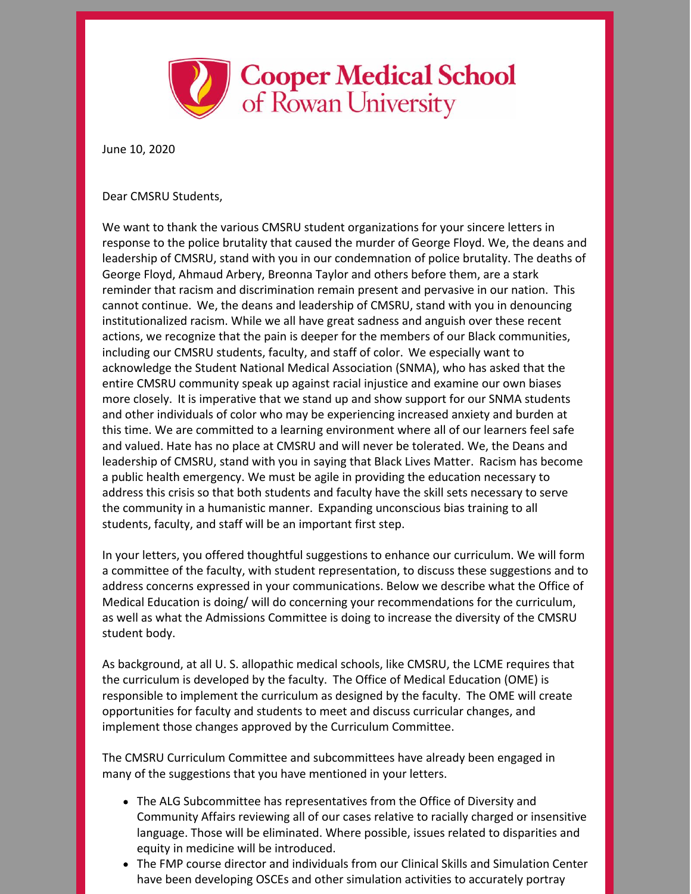# Cooper Medical School of Rowan University

June 10, 2020

Dear CMSRU Students,

We want to thank the various CMSRU student organizations for your sincere letters in response to the police brutality that caused the murder of George Floyd. We, the deans and leadership of CMSRU, stand with you in our condemnation of police brutality. The deaths of George Floyd, Ahmaud Arbery, Breonna Taylor and others before them, are a stark reminder that racism and discrimination remain present and pervasive in our nation. This cannot continue. We, the deans and leadership of CMSRU, stand with you in denouncing institutionalized racism. While we all have great sadness and anguish over these recent actions, we recognize that the pain is deeper for the members of our Black communities, including our CMSRU students, faculty, and staff of color. We especially want to acknowledge the Student National Medical Association (SNMA), who has asked that the entire CMSRU community speak up against racial injustice and examine our own biases more closely. It is imperative that we stand up and show support for our SNMA students and other individuals of color who may be experiencing increased anxiety and burden at this time. We are committed to a learning environment where all of our learners feel safe and valued. Hate has no place at CMSRU and will never be tolerated. We, the Deans and leadership of CMSRU, stand with you in saying that Black Lives Matter. Racism has become a public health emergency. We must be agile in providing the education necessary to address this crisis so that both students and faculty have the skill sets necessary to serve the community in a humanistic manner. Expanding unconscious bias training to all students, faculty, and staff will be an important first step.

In your letters, you offered thoughtful suggestions to enhance our curriculum. We will form a committee of the faculty, with student representation, to discuss these suggestions and to address concerns expressed in your communications. Below we describe what the Office of Medical Education is doing/ will do concerning your recommendations for the curriculum, as well as what the Admissions Committee is doing to increase the diversity of the CMSRU student body.

As background, at all U. S. allopathic medical schools, like CMSRU, the LCME requires that the curriculum is developed by the faculty. The Office of Medical Education (OME) is responsible to implement the curriculum as designed by the faculty. The OME will create opportunities for faculty and students to meet and discuss curricular changes, and implement those changes approved by the Curriculum Committee.

The CMSRU Curriculum Committee and subcommittees have already been engaged in many of the suggestions that you have mentioned in your letters.

- The ALG Subcommittee has representatives from the Office of Diversity and Community Affairs reviewing all of our cases relative to racially charged or insensitive language. Those will be eliminated. Where possible, issues related to disparities and equity in medicine will be introduced.
- The FMP course director and individuals from our Clinical Skills and Simulation Center have been developing OSCEs and other simulation activities to accurately portray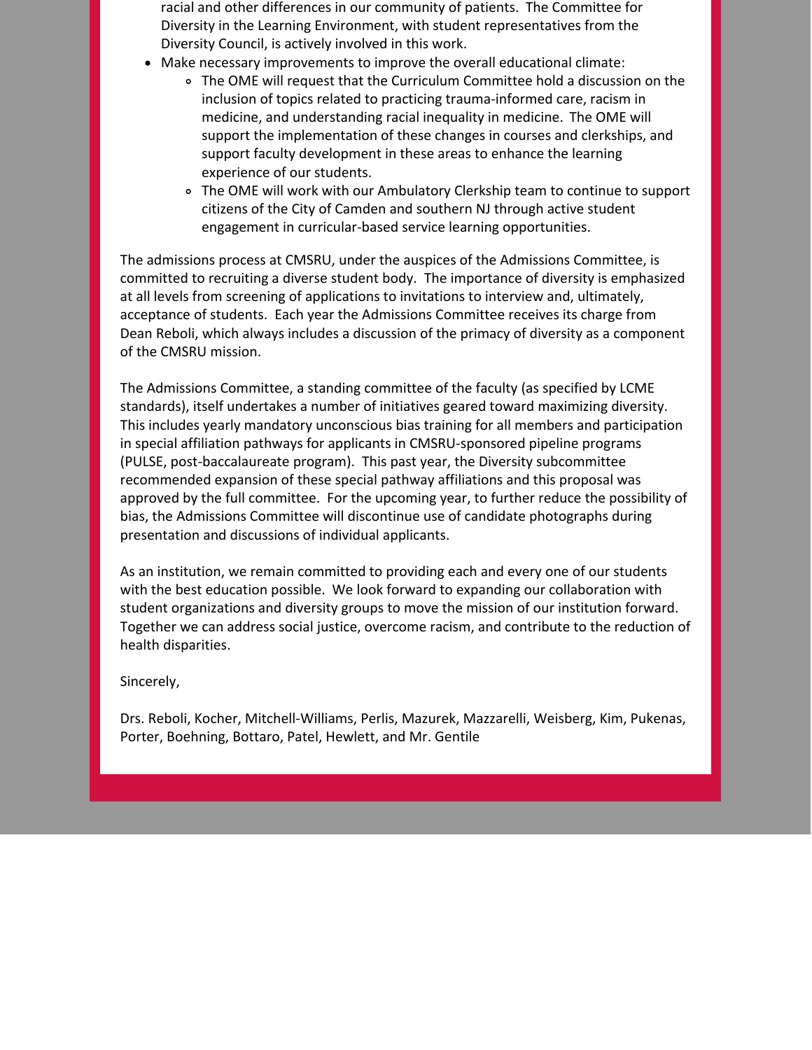racial and other differences in our community of patients. The Committee for Diversity in the Learning Environment, with student representatives from the Diversity Council, is actively involved in this work.

- Make necessary improvements to improve the overall educational climate:
  - The OME will request that the Curriculum Committee hold a discussion on the inclusion of topics related to practicing trauma-informed care, racism in medicine, and understanding racial inequality in medicine. The OME will support the implementation of these changes in courses and clerkships, and support faculty development in these areas to enhance the learning experience of our students.
  - The OME will work with our Ambulatory Clerkship team to continue to support citizens of the City of Camden and southern NJ through active student engagement in curricular-based service learning opportunities.

The admissions process at CMSRU, under the auspices of the Admissions Committee, is committed to recruiting a diverse student body. The importance of diversity is emphasized at all levels from screening of applications to invitations to interview and, ultimately, acceptance of students. Each year the Admissions Committee receives its charge from Dean Reboli, which always includes a discussion of the primacy of diversity as a component of the CMSRU mission.

The Admissions Committee, a standing committee of the faculty (as specified by LCME standards), itself undertakes a number of initiatives geared toward maximizing diversity. This includes yearly mandatory unconscious bias training for all members and participation in special affiliation pathways for applicants in CMSRU-sponsored pipeline programs (PULSE, post-baccalaureate program). This past year, the Diversity subcommittee recommended expansion of these special pathway affiliations and this proposal was approved by the full committee. For the upcoming year, to further reduce the possibility of bias, the Admissions Committee will discontinue use of candidate photographs during presentation and discussions of individual applicants.

As an institution, we remain committed to providing each and every one of our students with the best education possible. We look forward to expanding our collaboration with student organizations and diversity groups to move the mission of our institution forward. Together we can address social justice, overcome racism, and contribute to the reduction of health disparities.

Sincerely,

Drs. Reboli, Kocher, Mitchell-Williams, Perlis, Mazurek, Mazzarelli, Weisberg, Kim, Pukenas, Porter, Boehning, Bottaro, Patel, Hewlett, and Mr. Gentile